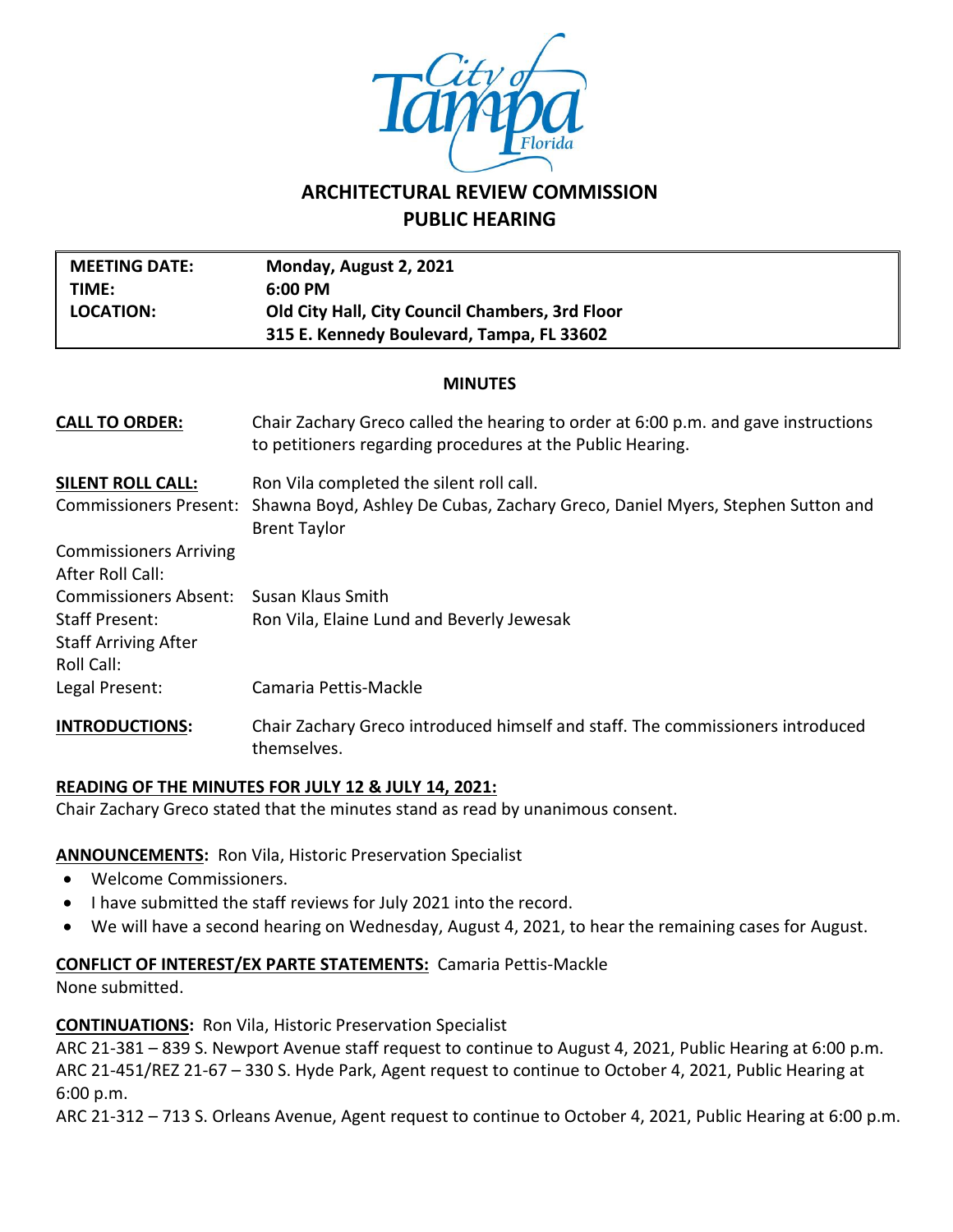# ARCHITECTURAL REVIEW COMMISSION
## PUBLIC HEARING

| | |
|---|---|
| **MEETING DATE:** | **Monday, August 2, 2021** |
| **TIME:** | **6:00 PM** |
| **LOCATION:** | **Old City Hall, City Council Chambers, 3rd Floor** |
| | **315 E. Kennedy Boulevard, Tampa, FL 33602** |

### MINUTES

| | |
|---|---|
| **CALL TO ORDER:** | Chair Zachary Greco called the hearing to order at 6:00 p.m. and gave instructions to petitioners regarding procedures at the Public Hearing. |
| **SILENT ROLL CALL:** | Ron Vila completed the silent roll call. |
| Commissioners Present: | Shawna Boyd, Ashley De Cubas, Zachary Greco, Daniel Myers, Stephen Sutton and Brent Taylor |
| Commissioners Arriving After Roll Call: | |
| Commissioners Absent: | Susan Klaus Smith |
| Staff Present: | Ron Vila, Elaine Lund and Beverly Jewesak |
| Staff Arriving After Roll Call: | |
| Legal Present: | Camaria Pettis-Mackle |
| **INTRODUCTIONS:** | Chair Zachary Greco introduced himself and staff. The commissioners introduced themselves. |

**READING OF THE MINUTES FOR JULY 12 & JULY 14, 2021:**
Chair Zachary Greco stated that the minutes stand as read by unanimous consent.

**ANNOUNCEMENTS:** Ron Vila, Historic Preservation Specialist

- Welcome Commissioners.
- I have submitted the staff reviews for July 2021 into the record.
- We will have a second hearing on Wednesday, August 4, 2021, to hear the remaining cases for August.

**CONFLICT OF INTEREST/EX PARTE STATEMENTS:** Camaria Pettis-Mackle
None submitted.

**CONTINUATIONS:** Ron Vila, Historic Preservation Specialist
ARC 21-381 – 839 S. Newport Avenue staff request to continue to August 4, 2021, Public Hearing at 6:00 p.m.
ARC 21-451/REZ 21-67 – 330 S. Hyde Park, Agent request to continue to October 4, 2021, Public Hearing at 6:00 p.m.
ARC 21-312 – 713 S. Orleans Avenue, Agent request to continue to October 4, 2021, Public Hearing at 6:00 p.m.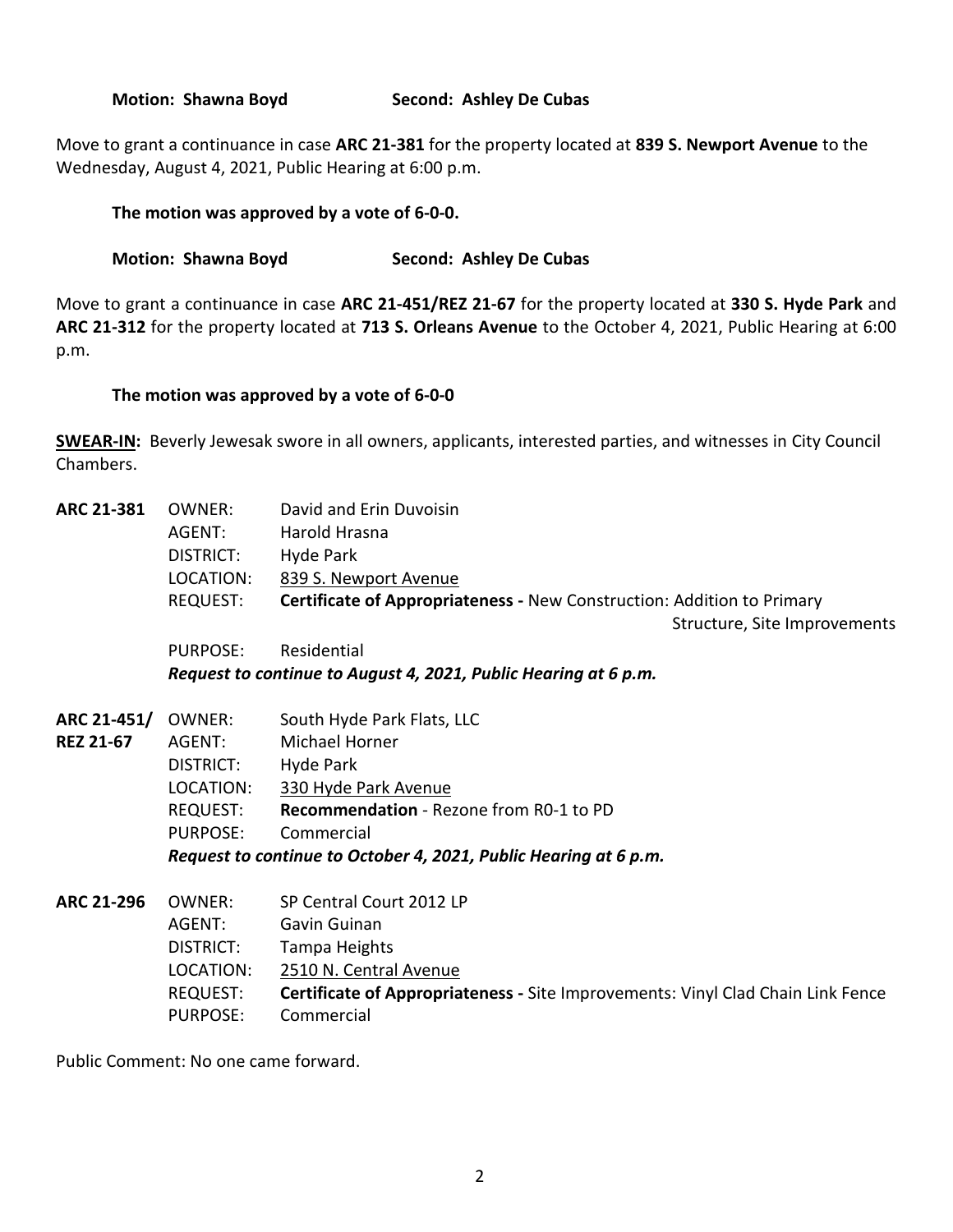**Motion: Shawna Boyd Second: Ashley De Cubas**

Move to grant a continuance in case **ARC 21-381** for the property located at **839 S. Newport Avenue** to the Wednesday, August 4, 2021, Public Hearing at 6:00 p.m.

**The motion was approved by a vote of 6-0-0.**

**Motion: Shawna Boyd Second: Ashley De Cubas**

Move to grant a continuance in case **ARC 21-451/REZ 21-67** for the property located at **330 S. Hyde Park** and **ARC 21-312** for the property located at **713 S. Orleans Avenue** to the October 4, 2021, Public Hearing at 6:00 p.m.

**The motion was approved by a vote of 6-0-0**

**SWEAR-IN:** Beverly Jewesak swore in all owners, applicants, interested parties, and witnesses in City Council Chambers.

**ARC 21-381**
OWNER: David and Erin Duvoisin
AGENT: Harold Hrasna
DISTRICT: Hyde Park
LOCATION: 839 S. Newport Avenue
REQUEST: **Certificate of Appropriateness -** New Construction: Addition to Primary Structure, Site Improvements
PURPOSE: Residential
***Request to continue to August 4, 2021, Public Hearing at 6 p.m.***

**ARC 21-451/ REZ 21-67**
OWNER: South Hyde Park Flats, LLC
AGENT: Michael Horner
DISTRICT: Hyde Park
LOCATION: 330 Hyde Park Avenue
REQUEST: **Recommendation** - Rezone from R0-1 to PD
PURPOSE: Commercial
***Request to continue to October 4, 2021, Public Hearing at 6 p.m.***

**ARC 21-296**
OWNER: SP Central Court 2012 LP
AGENT: Gavin Guinan
DISTRICT: Tampa Heights
LOCATION: 2510 N. Central Avenue
REQUEST: **Certificate of Appropriateness -** Site Improvements: Vinyl Clad Chain Link Fence
PURPOSE: Commercial

Public Comment: No one came forward.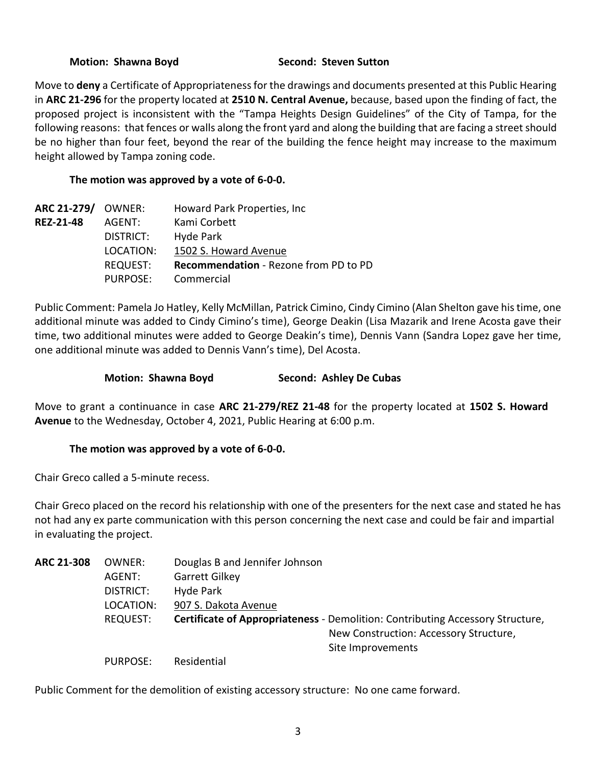**Motion: Shawna Boyd** **Second: Steven Sutton**

Move to **deny** a Certificate of Appropriateness for the drawings and documents presented at this Public Hearing in **ARC 21-296** for the property located at **2510 N. Central Avenue,** because, based upon the finding of fact, the proposed project is inconsistent with the "Tampa Heights Design Guidelines" of the City of Tampa, for the following reasons: that fences or walls along the front yard and along the building that are facing a street should be no higher than four feet, beyond the rear of the building the fence height may increase to the maximum height allowed by Tampa zoning code.

**The motion was approved by a vote of 6-0-0.**

| | | |
|---|---|---|
| **ARC 21-279/ REZ-21-48** | OWNER: | Howard Park Properties, Inc |
| | AGENT: | Kami Corbett |
| | DISTRICT: | Hyde Park |
| | LOCATION: | 1502 S. Howard Avenue |
| | REQUEST: | **Recommendation** - Rezone from PD to PD |
| | PURPOSE: | Commercial |

Public Comment: Pamela Jo Hatley, Kelly McMillan, Patrick Cimino, Cindy Cimino (Alan Shelton gave his time, one additional minute was added to Cindy Cimino's time), George Deakin (Lisa Mazarik and Irene Acosta gave their time, two additional minutes were added to George Deakin's time), Dennis Vann (Sandra Lopez gave her time, one additional minute was added to Dennis Vann's time), Del Acosta.

**Motion: Shawna Boyd** **Second: Ashley De Cubas**

Move to grant a continuance in case **ARC 21-279/REZ 21-48** for the property located at **1502 S. Howard Avenue** to the Wednesday, October 4, 2021, Public Hearing at 6:00 p.m.

**The motion was approved by a vote of 6-0-0.**

Chair Greco called a 5-minute recess.

Chair Greco placed on the record his relationship with one of the presenters for the next case and stated he has not had any ex parte communication with this person concerning the next case and could be fair and impartial in evaluating the project.

| | | |
|---|---|---|
| **ARC 21-308** | OWNER: | Douglas B and Jennifer Johnson |
| | AGENT: | Garrett Gilkey |
| | DISTRICT: | Hyde Park |
| | LOCATION: | 907 S. Dakota Avenue |
| | REQUEST: | **Certificate of Appropriateness** - Demolition: Contributing Accessory Structure, New Construction: Accessory Structure, Site Improvements |
| | PURPOSE: | Residential |

Public Comment for the demolition of existing accessory structure: No one came forward.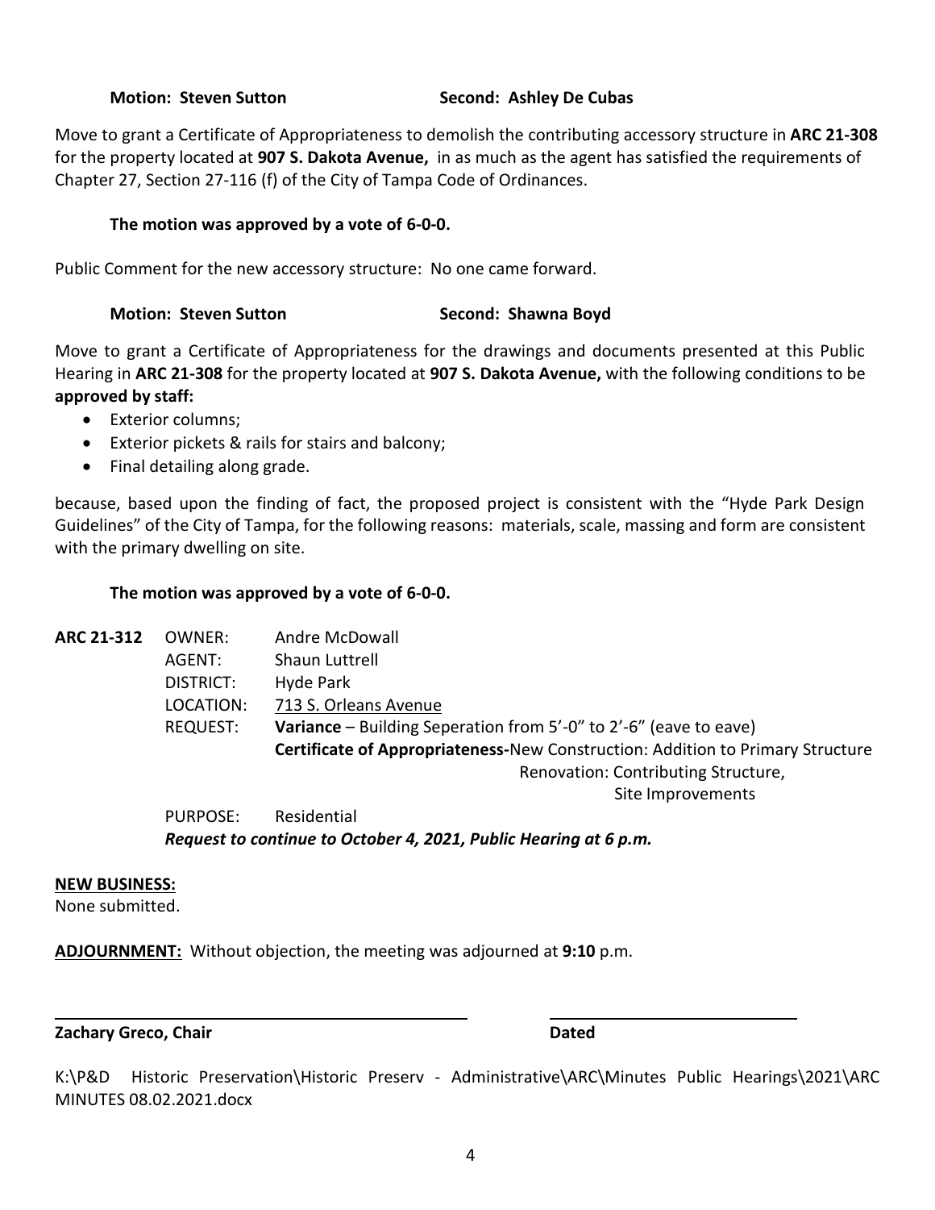**Motion: Steven Sutton** **Second: Ashley De Cubas**

Move to grant a Certificate of Appropriateness to demolish the contributing accessory structure in **ARC 21-308** for the property located at **907 S. Dakota Avenue,** in as much as the agent has satisfied the requirements of Chapter 27, Section 27-116 (f) of the City of Tampa Code of Ordinances.

**The motion was approved by a vote of 6-0-0.**

Public Comment for the new accessory structure: No one came forward.

**Motion: Steven Sutton** **Second: Shawna Boyd**

Move to grant a Certificate of Appropriateness for the drawings and documents presented at this Public Hearing in **ARC 21-308** for the property located at **907 S. Dakota Avenue,** with the following conditions to be **approved by staff:**

- Exterior columns;
- Exterior pickets & rails for stairs and balcony;
- Final detailing along grade.

because, based upon the finding of fact, the proposed project is consistent with the "Hyde Park Design Guidelines" of the City of Tampa, for the following reasons: materials, scale, massing and form are consistent with the primary dwelling on site.

**The motion was approved by a vote of 6-0-0.**

| | | |
|---|---|---|
| **ARC 21-312** | OWNER: | Andre McDowall |
| | AGENT: | Shaun Luttrell |
| | DISTRICT: | Hyde Park |
| | LOCATION: | 713 S. Orleans Avenue |
| | REQUEST: | **Variance** – Building Seperation from 5'-0" to 2'-6" (eave to eave)<br>**Certificate of Appropriateness-**New Construction: Addition to Primary Structure<br>Renovation: Contributing Structure,<br>Site Improvements |
| | PURPOSE: | Residential |

***Request to continue to October 4, 2021, Public Hearing at 6 p.m.***

**NEW BUSINESS:**
None submitted.

**ADJOURNMENT:** Without objection, the meeting was adjourned at **9:10** p.m.

**Zachary Greco, Chair** **Dated**

K:\P&D Historic Preservation\Historic Preserv - Administrative\ARC\Minutes Public Hearings\2021\ARC MINUTES 08.02.2021.docx